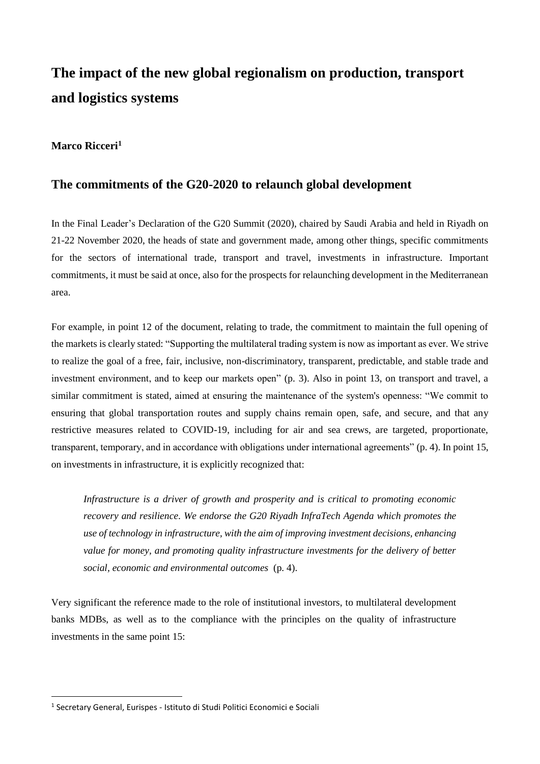# The impact of the new global regionalism on production, transport and logistics systems

**Marco Ricceri**[1]

## The commitments of the G20-2020 to relaunch global development

In the Final Leader's Declaration of the G20 Summit (2020), chaired by Saudi Arabia and held in Riyadh on 21-22 November 2020, the heads of state and government made, among other things, specific commitments for the sectors of international trade, transport and travel, investments in infrastructure. Important commitments, it must be said at once, also for the prospects for relaunching development in the Mediterranean area.

For example, in point 12 of the document, relating to trade, the commitment to maintain the full opening of the markets is clearly stated: "Supporting the multilateral trading system is now as important as ever. We strive to realize the goal of a free, fair, inclusive, non-discriminatory, transparent, predictable, and stable trade and investment environment, and to keep our markets open" (p. 3). Also in point 13, on transport and travel, a similar commitment is stated, aimed at ensuring the maintenance of the system's openness: "We commit to ensuring that global transportation routes and supply chains remain open, safe, and secure, and that any restrictive measures related to COVID-19, including for air and sea crews, are targeted, proportionate, transparent, temporary, and in accordance with obligations under international agreements" (p. 4). In point 15, on investments in infrastructure, it is explicitly recognized that:

> *Infrastructure is a driver of growth and prosperity and is critical to promoting economic recovery and resilience. We endorse the G20 Riyadh InfraTech Agenda which promotes the use of technology in infrastructure, with the aim of improving investment decisions, enhancing value for money, and promoting quality infrastructure investments for the delivery of better social, economic and environmental outcomes* (p. 4).

Very significant the reference made to the role of institutional investors, to multilateral development banks MDBs, as well as to the compliance with the principles on the quality of infrastructure investments in the same point 15:

---

[1] Secretary General, Eurispes - Istituto di Studi Politici Economici e Sociali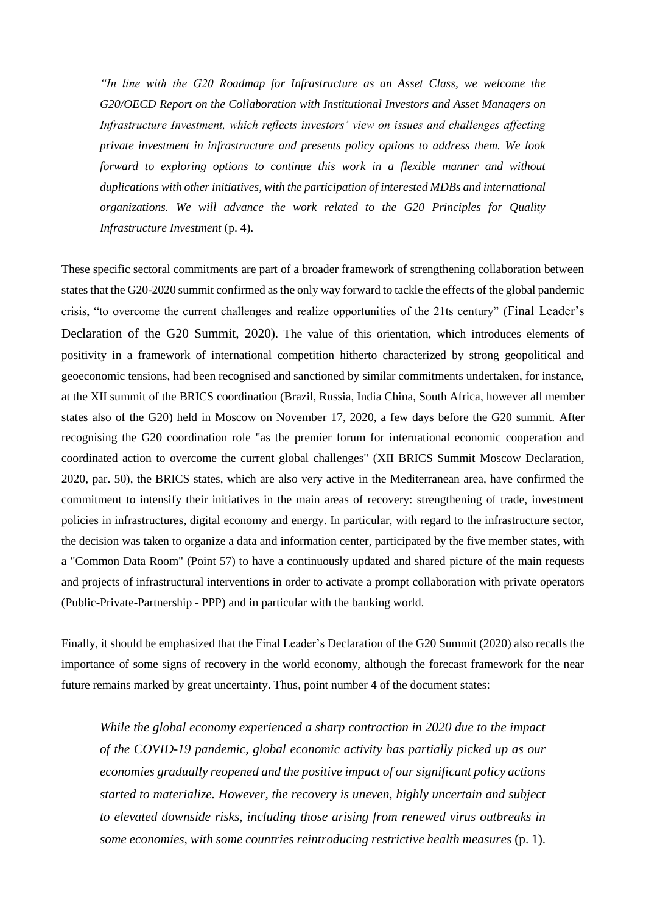> *"In line with the G20 Roadmap for Infrastructure as an Asset Class, we welcome the G20/OECD Report on the Collaboration with Institutional Investors and Asset Managers on Infrastructure Investment, which reflects investors' view on issues and challenges affecting private investment in infrastructure and presents policy options to address them. We look forward to exploring options to continue this work in a flexible manner and without duplications with other initiatives, with the participation of interested MDBs and international organizations. We will advance the work related to the G20 Principles for Quality Infrastructure Investment* (p. 4).

These specific sectoral commitments are part of a broader framework of strengthening collaboration between states that the G20-2020 summit confirmed as the only way forward to tackle the effects of the global pandemic crisis, "to overcome the current challenges and realize opportunities of the 21ts century" (Final Leader's Declaration of the G20 Summit, 2020). The value of this orientation, which introduces elements of positivity in a framework of international competition hitherto characterized by strong geopolitical and geoeconomic tensions, had been recognised and sanctioned by similar commitments undertaken, for instance, at the XII summit of the BRICS coordination (Brazil, Russia, India China, South Africa, however all member states also of the G20) held in Moscow on November 17, 2020, a few days before the G20 summit. After recognising the G20 coordination role "as the premier forum for international economic cooperation and coordinated action to overcome the current global challenges" (XII BRICS Summit Moscow Declaration, 2020, par. 50), the BRICS states, which are also very active in the Mediterranean area, have confirmed the commitment to intensify their initiatives in the main areas of recovery: strengthening of trade, investment policies in infrastructures, digital economy and energy. In particular, with regard to the infrastructure sector, the decision was taken to organize a data and information center, participated by the five member states, with a "Common Data Room" (Point 57) to have a continuously updated and shared picture of the main requests and projects of infrastructural interventions in order to activate a prompt collaboration with private operators (Public-Private-Partnership - PPP) and in particular with the banking world.

Finally, it should be emphasized that the Final Leader's Declaration of the G20 Summit (2020) also recalls the importance of some signs of recovery in the world economy, although the forecast framework for the near future remains marked by great uncertainty. Thus, point number 4 of the document states:

> *While the global economy experienced a sharp contraction in 2020 due to the impact of the COVID-19 pandemic, global economic activity has partially picked up as our economies gradually reopened and the positive impact of our significant policy actions started to materialize. However, the recovery is uneven, highly uncertain and subject to elevated downside risks, including those arising from renewed virus outbreaks in some economies, with some countries reintroducing restrictive health measures* (p. 1).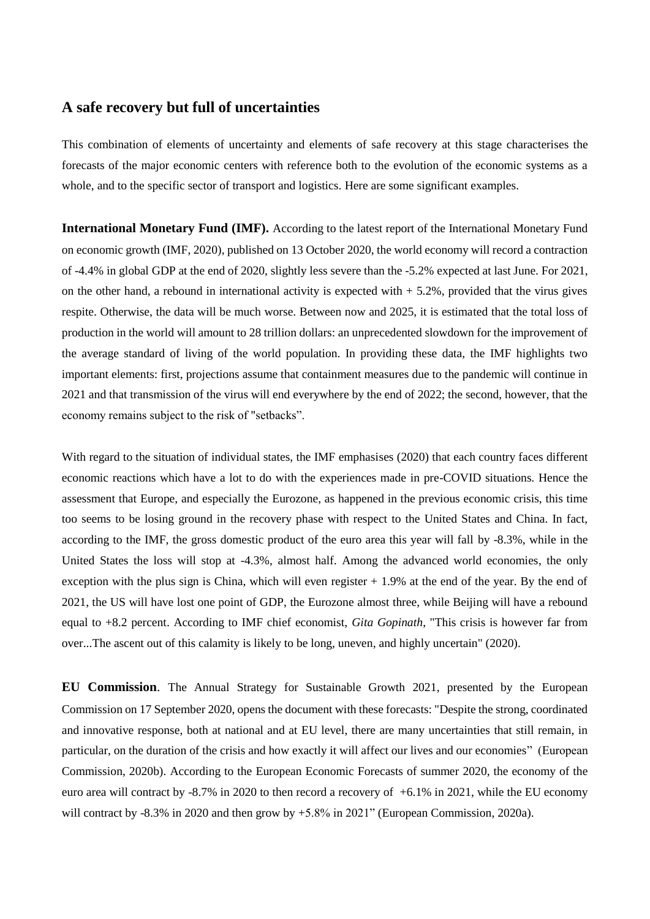## A safe recovery but full of uncertainties

This combination of elements of uncertainty and elements of safe recovery at this stage characterises the forecasts of the major economic centers with reference both to the evolution of the economic systems as a whole, and to the specific sector of transport and logistics. Here are some significant examples.

**International Monetary Fund (IMF).** According to the latest report of the International Monetary Fund on economic growth (IMF, 2020), published on 13 October 2020, the world economy will record a contraction of -4.4% in global GDP at the end of 2020, slightly less severe than the -5.2% expected at last June. For 2021, on the other hand, a rebound in international activity is expected with + 5.2%, provided that the virus gives respite. Otherwise, the data will be much worse. Between now and 2025, it is estimated that the total loss of production in the world will amount to 28 trillion dollars: an unprecedented slowdown for the improvement of the average standard of living of the world population. In providing these data, the IMF highlights two important elements: first, projections assume that containment measures due to the pandemic will continue in 2021 and that transmission of the virus will end everywhere by the end of 2022; the second, however, that the economy remains subject to the risk of "setbacks".

With regard to the situation of individual states, the IMF emphasises (2020) that each country faces different economic reactions which have a lot to do with the experiences made in pre-COVID situations. Hence the assessment that Europe, and especially the Eurozone, as happened in the previous economic crisis, this time too seems to be losing ground in the recovery phase with respect to the United States and China. In fact, according to the IMF, the gross domestic product of the euro area this year will fall by -8.3%, while in the United States the loss will stop at -4.3%, almost half. Among the advanced world economies, the only exception with the plus sign is China, which will even register + 1.9% at the end of the year. By the end of 2021, the US will have lost one point of GDP, the Eurozone almost three, while Beijing will have a rebound equal to +8.2 percent. According to IMF chief economist, *Gita Gopinath*, "This crisis is however far from over...The ascent out of this calamity is likely to be long, uneven, and highly uncertain" (2020).

**EU Commission**. The Annual Strategy for Sustainable Growth 2021, presented by the European Commission on 17 September 2020, opens the document with these forecasts: "Despite the strong, coordinated and innovative response, both at national and at EU level, there are many uncertainties that still remain, in particular, on the duration of the crisis and how exactly it will affect our lives and our economies" (European Commission, 2020b). According to the European Economic Forecasts of summer 2020, the economy of the euro area will contract by -8.7% in 2020 to then record a recovery of +6.1% in 2021, while the EU economy will contract by -8.3% in 2020 and then grow by +5.8% in 2021" (European Commission, 2020a).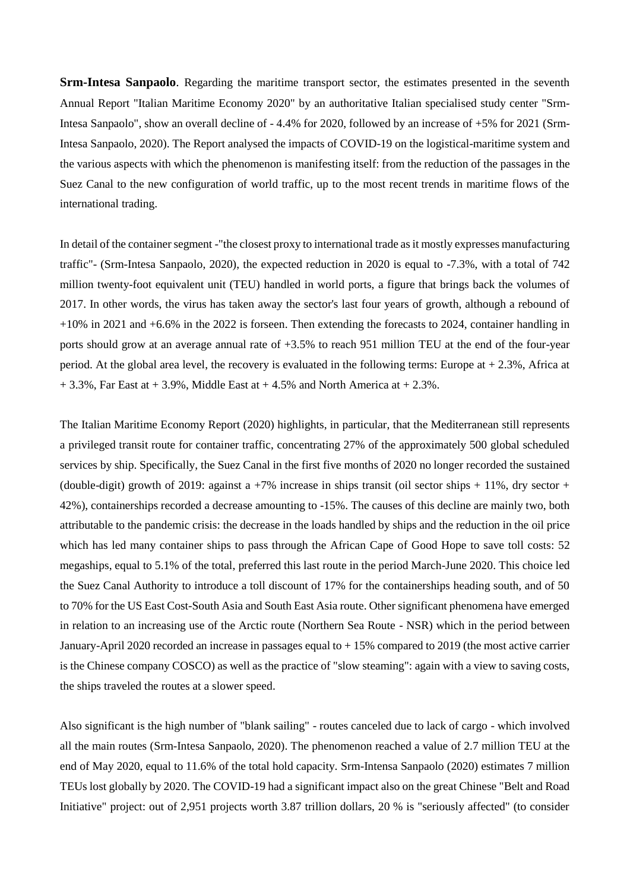**Srm-Intesa Sanpaolo**. Regarding the maritime transport sector, the estimates presented in the seventh Annual Report "Italian Maritime Economy 2020" by an authoritative Italian specialised study center "Srm-Intesa Sanpaolo", show an overall decline of - 4.4% for 2020, followed by an increase of +5% for 2021 (Srm-Intesa Sanpaolo, 2020). The Report analysed the impacts of COVID-19 on the logistical-maritime system and the various aspects with which the phenomenon is manifesting itself: from the reduction of the passages in the Suez Canal to the new configuration of world traffic, up to the most recent trends in maritime flows of the international trading.

In detail of the container segment -"the closest proxy to international trade as it mostly expresses manufacturing traffic"- (Srm-Intesa Sanpaolo, 2020), the expected reduction in 2020 is equal to -7.3%, with a total of 742 million twenty-foot equivalent unit (TEU) handled in world ports, a figure that brings back the volumes of 2017. In other words, the virus has taken away the sector's last four years of growth, although a rebound of +10% in 2021 and +6.6% in the 2022 is forseen. Then extending the forecasts to 2024, container handling in ports should grow at an average annual rate of +3.5% to reach 951 million TEU at the end of the four-year period. At the global area level, the recovery is evaluated in the following terms: Europe at + 2.3%, Africa at + 3.3%, Far East at + 3.9%, Middle East at + 4.5% and North America at + 2.3%.

The Italian Maritime Economy Report (2020) highlights, in particular, that the Mediterranean still represents a privileged transit route for container traffic, concentrating 27% of the approximately 500 global scheduled services by ship. Specifically, the Suez Canal in the first five months of 2020 no longer recorded the sustained (double-digit) growth of 2019: against a +7% increase in ships transit (oil sector ships + 11%, dry sector + 42%), containerships recorded a decrease amounting to -15%. The causes of this decline are mainly two, both attributable to the pandemic crisis: the decrease in the loads handled by ships and the reduction in the oil price which has led many container ships to pass through the African Cape of Good Hope to save toll costs: 52 megaships, equal to 5.1% of the total, preferred this last route in the period March-June 2020. This choice led the Suez Canal Authority to introduce a toll discount of 17% for the containerships heading south, and of 50 to 70% for the US East Cost-South Asia and South East Asia route. Other significant phenomena have emerged in relation to an increasing use of the Arctic route (Northern Sea Route - NSR) which in the period between January-April 2020 recorded an increase in passages equal to + 15% compared to 2019 (the most active carrier is the Chinese company COSCO) as well as the practice of "slow steaming": again with a view to saving costs, the ships traveled the routes at a slower speed.

Also significant is the high number of "blank sailing" - routes canceled due to lack of cargo - which involved all the main routes (Srm-Intesa Sanpaolo, 2020). The phenomenon reached a value of 2.7 million TEU at the end of May 2020, equal to 11.6% of the total hold capacity. Srm-Intensa Sanpaolo (2020) estimates 7 million TEUs lost globally by 2020. The COVID-19 had a significant impact also on the great Chinese "Belt and Road Initiative" project: out of 2,951 projects worth 3.87 trillion dollars, 20 % is "seriously affected" (to consider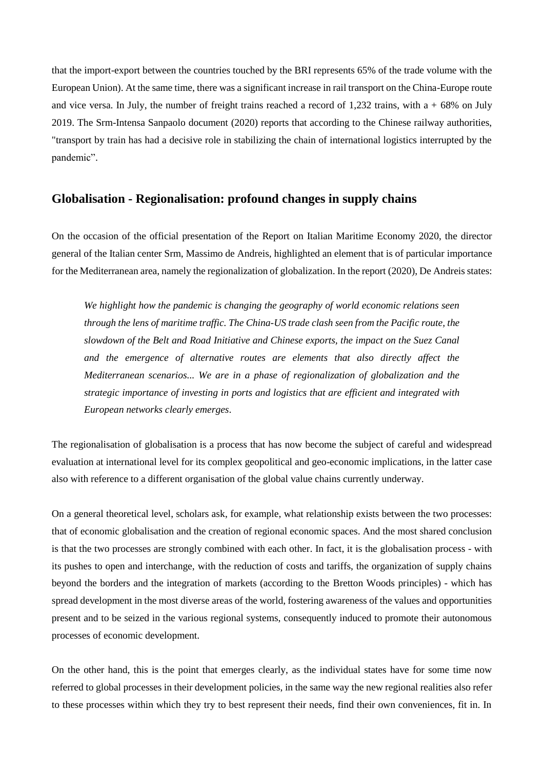that the import-export between the countries touched by the BRI represents 65% of the trade volume with the European Union). At the same time, there was a significant increase in rail transport on the China-Europe route and vice versa. In July, the number of freight trains reached a record of 1,232 trains, with a + 68% on July 2019. The Srm-Intensa Sanpaolo document (2020) reports that according to the Chinese railway authorities, "transport by train has had a decisive role in stabilizing the chain of international logistics interrupted by the pandemic".

## Globalisation - Regionalisation: profound changes in supply chains

On the occasion of the official presentation of the Report on Italian Maritime Economy 2020, the director general of the Italian center Srm, Massimo de Andreis, highlighted an element that is of particular importance for the Mediterranean area, namely the regionalization of globalization. In the report (2020), De Andreis states:

> *We highlight how the pandemic is changing the geography of world economic relations seen through the lens of maritime traffic. The China-US trade clash seen from the Pacific route, the slowdown of the Belt and Road Initiative and Chinese exports, the impact on the Suez Canal and the emergence of alternative routes are elements that also directly affect the Mediterranean scenarios... We are in a phase of regionalization of globalization and the strategic importance of investing in ports and logistics that are efficient and integrated with European networks clearly emerges.*

The regionalisation of globalisation is a process that has now become the subject of careful and widespread evaluation at international level for its complex geopolitical and geo-economic implications, in the latter case also with reference to a different organisation of the global value chains currently underway.

On a general theoretical level, scholars ask, for example, what relationship exists between the two processes: that of economic globalisation and the creation of regional economic spaces. And the most shared conclusion is that the two processes are strongly combined with each other. In fact, it is the globalisation process - with its pushes to open and interchange, with the reduction of costs and tariffs, the organization of supply chains beyond the borders and the integration of markets (according to the Bretton Woods principles) - which has spread development in the most diverse areas of the world, fostering awareness of the values and opportunities present and to be seized in the various regional systems, consequently induced to promote their autonomous processes of economic development.

On the other hand, this is the point that emerges clearly, as the individual states have for some time now referred to global processes in their development policies, in the same way the new regional realities also refer to these processes within which they try to best represent their needs, find their own conveniences, fit in. In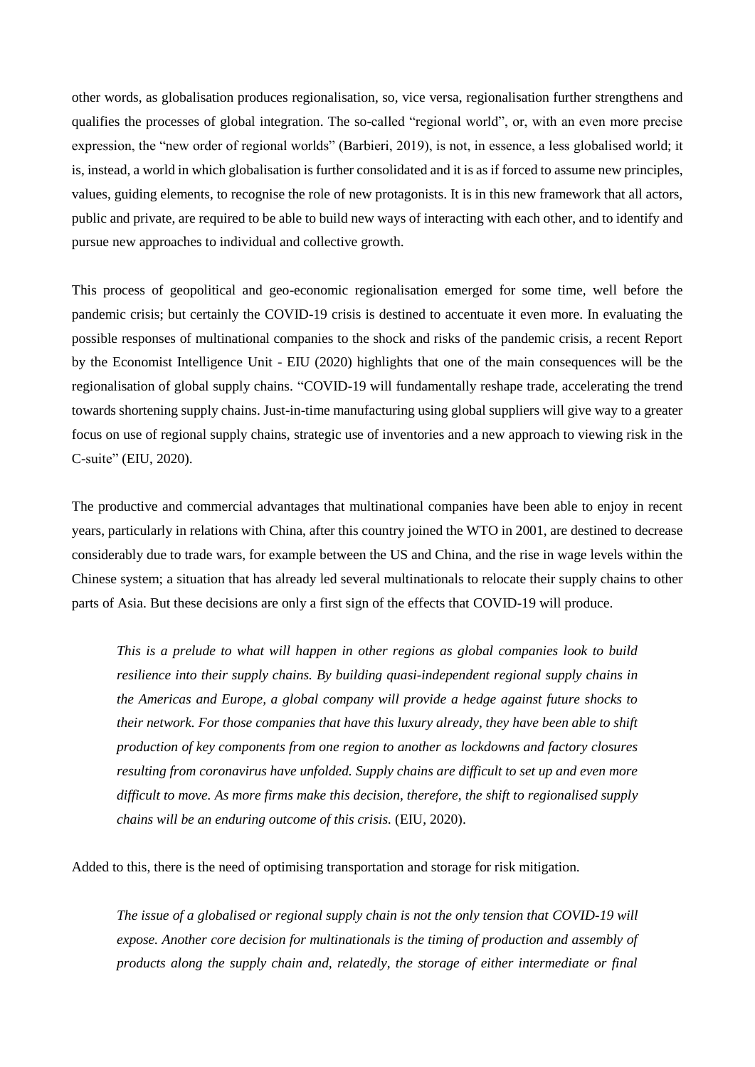other words, as globalisation produces regionalisation, so, vice versa, regionalisation further strengthens and qualifies the processes of global integration. The so-called "regional world", or, with an even more precise expression, the "new order of regional worlds" (Barbieri, 2019), is not, in essence, a less globalised world; it is, instead, a world in which globalisation is further consolidated and it is as if forced to assume new principles, values, guiding elements, to recognise the role of new protagonists. It is in this new framework that all actors, public and private, are required to be able to build new ways of interacting with each other, and to identify and pursue new approaches to individual and collective growth.

This process of geopolitical and geo-economic regionalisation emerged for some time, well before the pandemic crisis; but certainly the COVID-19 crisis is destined to accentuate it even more. In evaluating the possible responses of multinational companies to the shock and risks of the pandemic crisis, a recent Report by the Economist Intelligence Unit - EIU (2020) highlights that one of the main consequences will be the regionalisation of global supply chains. "COVID-19 will fundamentally reshape trade, accelerating the trend towards shortening supply chains. Just-in-time manufacturing using global suppliers will give way to a greater focus on use of regional supply chains, strategic use of inventories and a new approach to viewing risk in the C-suite" (EIU, 2020).

The productive and commercial advantages that multinational companies have been able to enjoy in recent years, particularly in relations with China, after this country joined the WTO in 2001, are destined to decrease considerably due to trade wars, for example between the US and China, and the rise in wage levels within the Chinese system; a situation that has already led several multinationals to relocate their supply chains to other parts of Asia. But these decisions are only a first sign of the effects that COVID-19 will produce.

> *This is a prelude to what will happen in other regions as global companies look to build resilience into their supply chains. By building quasi-independent regional supply chains in the Americas and Europe, a global company will provide a hedge against future shocks to their network. For those companies that have this luxury already, they have been able to shift production of key components from one region to another as lockdowns and factory closures resulting from coronavirus have unfolded. Supply chains are difficult to set up and even more difficult to move. As more firms make this decision, therefore, the shift to regionalised supply chains will be an enduring outcome of this crisis.* (EIU, 2020).

Added to this, there is the need of optimising transportation and storage for risk mitigation.

> *The issue of a globalised or regional supply chain is not the only tension that COVID-19 will expose. Another core decision for multinationals is the timing of production and assembly of products along the supply chain and, relatedly, the storage of either intermediate or final*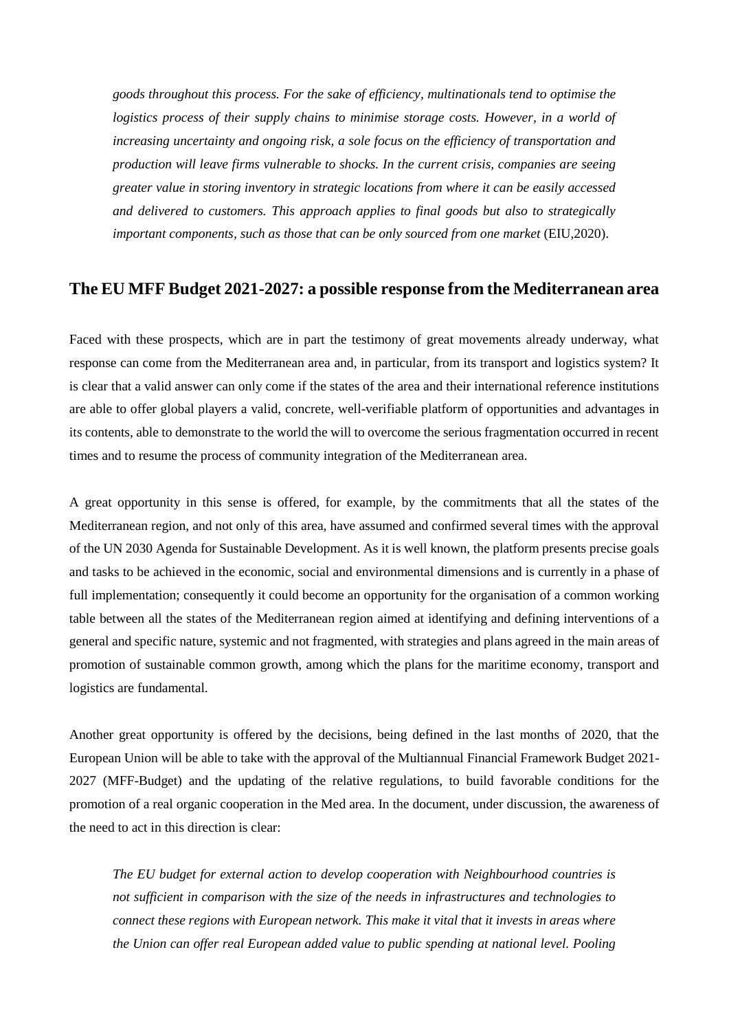*goods throughout this process. For the sake of efficiency, multinationals tend to optimise the logistics process of their supply chains to minimise storage costs. However, in a world of increasing uncertainty and ongoing risk, a sole focus on the efficiency of transportation and production will leave firms vulnerable to shocks. In the current crisis, companies are seeing greater value in storing inventory in strategic locations from where it can be easily accessed and delivered to customers. This approach applies to final goods but also to strategically important components, such as those that can be only sourced from one market* (EIU,2020).

## The EU MFF Budget 2021-2027: a possible response from the Mediterranean area

Faced with these prospects, which are in part the testimony of great movements already underway, what response can come from the Mediterranean area and, in particular, from its transport and logistics system? It is clear that a valid answer can only come if the states of the area and their international reference institutions are able to offer global players a valid, concrete, well-verifiable platform of opportunities and advantages in its contents, able to demonstrate to the world the will to overcome the serious fragmentation occurred in recent times and to resume the process of community integration of the Mediterranean area.

A great opportunity in this sense is offered, for example, by the commitments that all the states of the Mediterranean region, and not only of this area, have assumed and confirmed several times with the approval of the UN 2030 Agenda for Sustainable Development. As it is well known, the platform presents precise goals and tasks to be achieved in the economic, social and environmental dimensions and is currently in a phase of full implementation; consequently it could become an opportunity for the organisation of a common working table between all the states of the Mediterranean region aimed at identifying and defining interventions of a general and specific nature, systemic and not fragmented, with strategies and plans agreed in the main areas of promotion of sustainable common growth, among which the plans for the maritime economy, transport and logistics are fundamental.

Another great opportunity is offered by the decisions, being defined in the last months of 2020, that the European Union will be able to take with the approval of the Multiannual Financial Framework Budget 2021-2027 (MFF-Budget) and the updating of the relative regulations, to build favorable conditions for the promotion of a real organic cooperation in the Med area. In the document, under discussion, the awareness of the need to act in this direction is clear:

*The EU budget for external action to develop cooperation with Neighbourhood countries is not sufficient in comparison with the size of the needs in infrastructures and technologies to connect these regions with European network. This make it vital that it invests in areas where the Union can offer real European added value to public spending at national level. Pooling*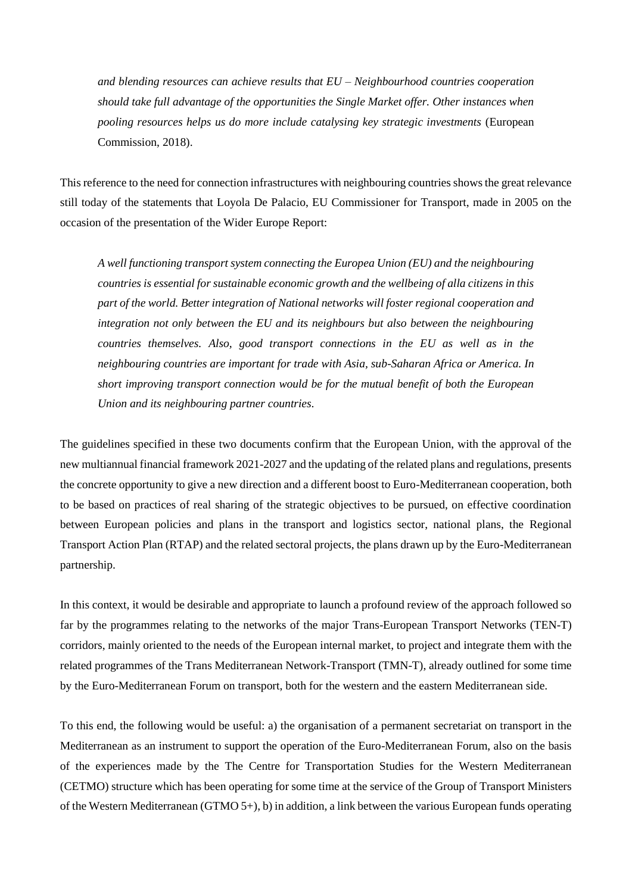*and blending resources can achieve results that EU – Neighbourhood countries cooperation should take full advantage of the opportunities the Single Market offer. Other instances when pooling resources helps us do more include catalysing key strategic investments* (European Commission, 2018).

This reference to the need for connection infrastructures with neighbouring countries shows the great relevance still today of the statements that Loyola De Palacio, EU Commissioner for Transport, made in 2005 on the occasion of the presentation of the Wider Europe Report:

> *A well functioning transport system connecting the Europea Union (EU) and the neighbouring countries is essential for sustainable economic growth and the wellbeing of alla citizens in this part of the world. Better integration of National networks will foster regional cooperation and integration not only between the EU and its neighbours but also between the neighbouring countries themselves. Also, good transport connections in the EU as well as in the neighbouring countries are important for trade with Asia, sub-Saharan Africa or America. In short improving transport connection would be for the mutual benefit of both the European Union and its neighbouring partner countries.*

The guidelines specified in these two documents confirm that the European Union, with the approval of the new multiannual financial framework 2021-2027 and the updating of the related plans and regulations, presents the concrete opportunity to give a new direction and a different boost to Euro-Mediterranean cooperation, both to be based on practices of real sharing of the strategic objectives to be pursued, on effective coordination between European policies and plans in the transport and logistics sector, national plans, the Regional Transport Action Plan (RTAP) and the related sectoral projects, the plans drawn up by the Euro-Mediterranean partnership.

In this context, it would be desirable and appropriate to launch a profound review of the approach followed so far by the programmes relating to the networks of the major Trans-European Transport Networks (TEN-T) corridors, mainly oriented to the needs of the European internal market, to project and integrate them with the related programmes of the Trans Mediterranean Network-Transport (TMN-T), already outlined for some time by the Euro-Mediterranean Forum on transport, both for the western and the eastern Mediterranean side.

To this end, the following would be useful: a) the organisation of a permanent secretariat on transport in the Mediterranean as an instrument to support the operation of the Euro-Mediterranean Forum, also on the basis of the experiences made by the The Centre for Transportation Studies for the Western Mediterranean (CETMO) structure which has been operating for some time at the service of the Group of Transport Ministers of the Western Mediterranean (GTMO 5+), b) in addition, a link between the various European funds operating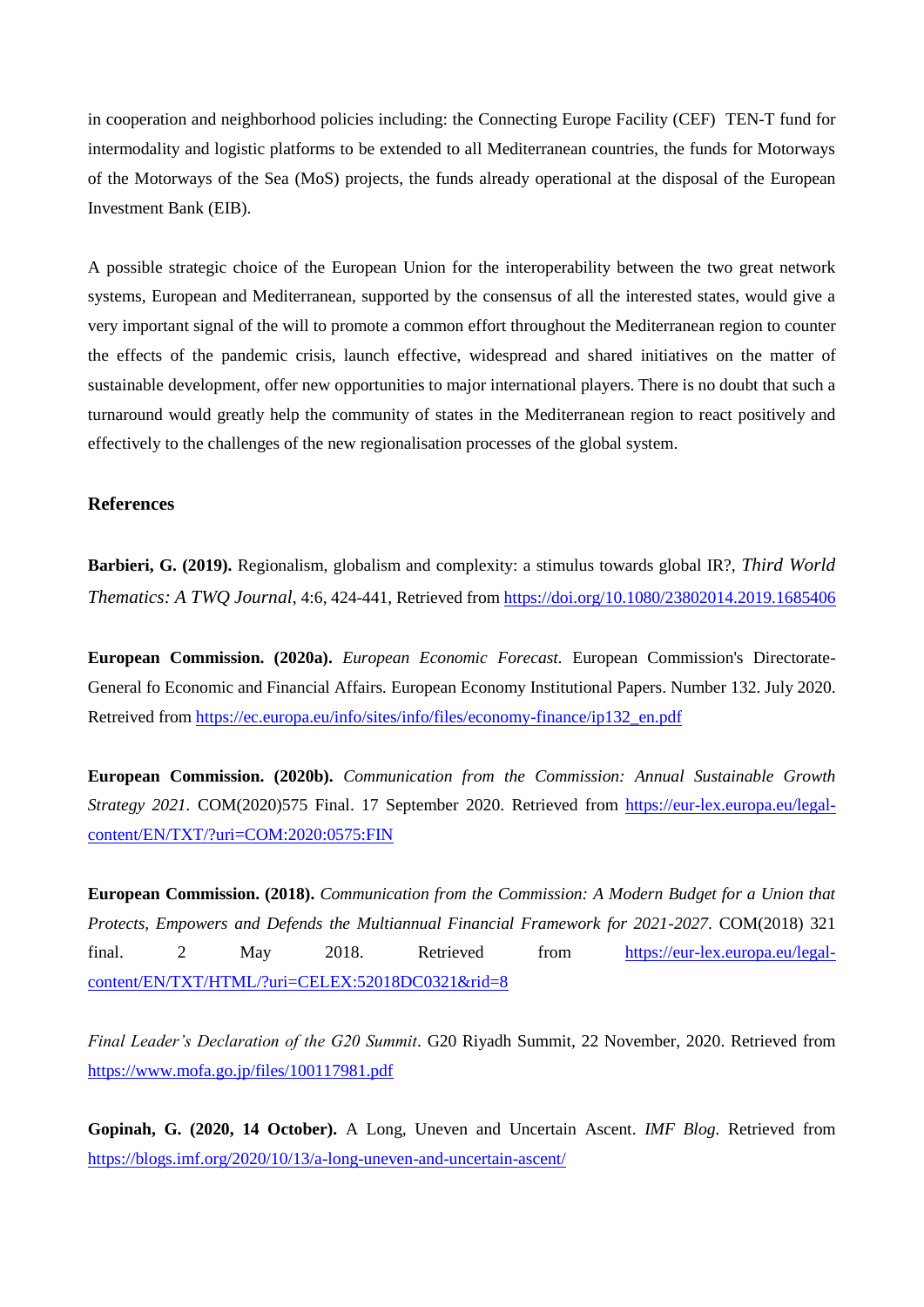in cooperation and neighborhood policies including: the Connecting Europe Facility (CEF)  TEN-T fund for intermodality and logistic platforms to be extended to all Mediterranean countries, the funds for Motorways of the Motorways of the Sea (MoS) projects, the funds already operational at the disposal of the European Investment Bank (EIB).

A possible strategic choice of the European Union for the interoperability between the two great network systems, European and Mediterranean, supported by the consensus of all the interested states, would give a very important signal of the will to promote a common effort throughout the Mediterranean region to counter the effects of the pandemic crisis, launch effective, widespread and shared initiatives on the matter of sustainable development, offer new opportunities to major international players. There is no doubt that such a turnaround would greatly help the community of states in the Mediterranean region to react positively and effectively to the challenges of the new regionalisation processes of the global system.

## References

**Barbieri, G. (2019).** Regionalism, globalism and complexity: a stimulus towards global IR?, *Third World Thematics: A TWQ Journal*, 4:6, 424-441, Retrieved from https://doi.org/10.1080/23802014.2019.1685406

**European Commission. (2020a).** *European Economic Forecast.* European Commission's Directorate-General fo Economic and Financial Affairs. European Economy Institutional Papers. Number 132. July 2020. Retreived from https://ec.europa.eu/info/sites/info/files/economy-finance/ip132_en.pdf

**European Commission. (2020b).** *Communication from the Commission: Annual Sustainable Growth Strategy 2021*. COM(2020)575 Final. 17 September 2020. Retrieved from https://eur-lex.europa.eu/legal-content/EN/TXT/?uri=COM:2020:0575:FIN

**European Commission. (2018).** *Communication from the Commission: A Modern Budget for a Union that Protects, Empowers and Defends the Multiannual Financial Framework for 2021-2027*. COM(2018) 321 final. 2 May 2018. Retrieved from https://eur-lex.europa.eu/legal-content/EN/TXT/HTML/?uri=CELEX:52018DC0321&rid=8

*Final Leader's Declaration of the G20 Summit*. G20 Riyadh Summit, 22 November, 2020. Retrieved from https://www.mofa.go.jp/files/100117981.pdf

**Gopinah, G. (2020, 14 October).** A Long, Uneven and Uncertain Ascent. *IMF Blog.* Retrieved from https://blogs.imf.org/2020/10/13/a-long-uneven-and-uncertain-ascent/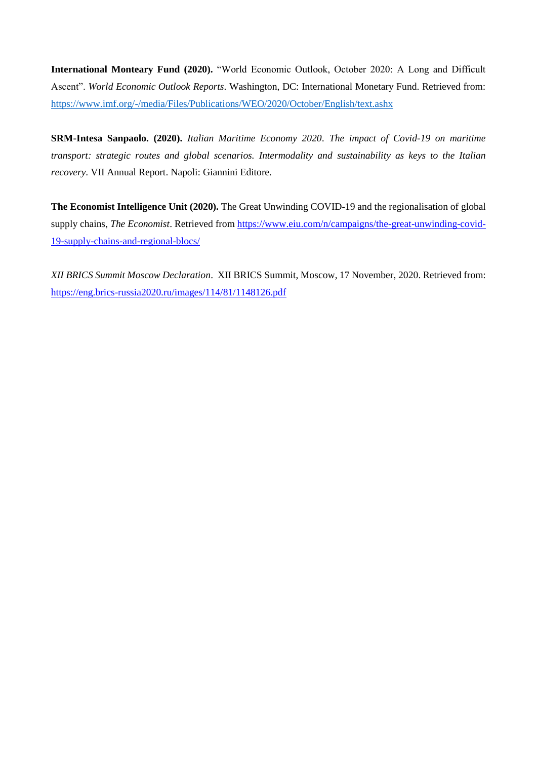**International Monteary Fund (2020).** “World Economic Outlook, October 2020: A Long and Difficult Ascent”. *World Economic Outlook Reports*. Washington, DC: International Monetary Fund. Retrieved from: https://www.imf.org/-/media/Files/Publications/WEO/2020/October/English/text.ashx

**SRM-Intesa Sanpaolo. (2020).** *Italian Maritime Economy 2020*. *The impact of Covid-19 on maritime transport: strategic routes and global scenarios. Intermodality and sustainability as keys to the Italian recovery*. VII Annual Report. Napoli: Giannini Editore.

**The Economist Intelligence Unit (2020).** The Great Unwinding COVID-19 and the regionalisation of global supply chains, *The Economist*. Retrieved from https://www.eiu.com/n/campaigns/the-great-unwinding-covid-19-supply-chains-and-regional-blocs/

*XII BRICS Summit Moscow Declaration*. XII BRICS Summit, Moscow, 17 November, 2020. Retrieved from: https://eng.brics-russia2020.ru/images/114/81/1148126.pdf